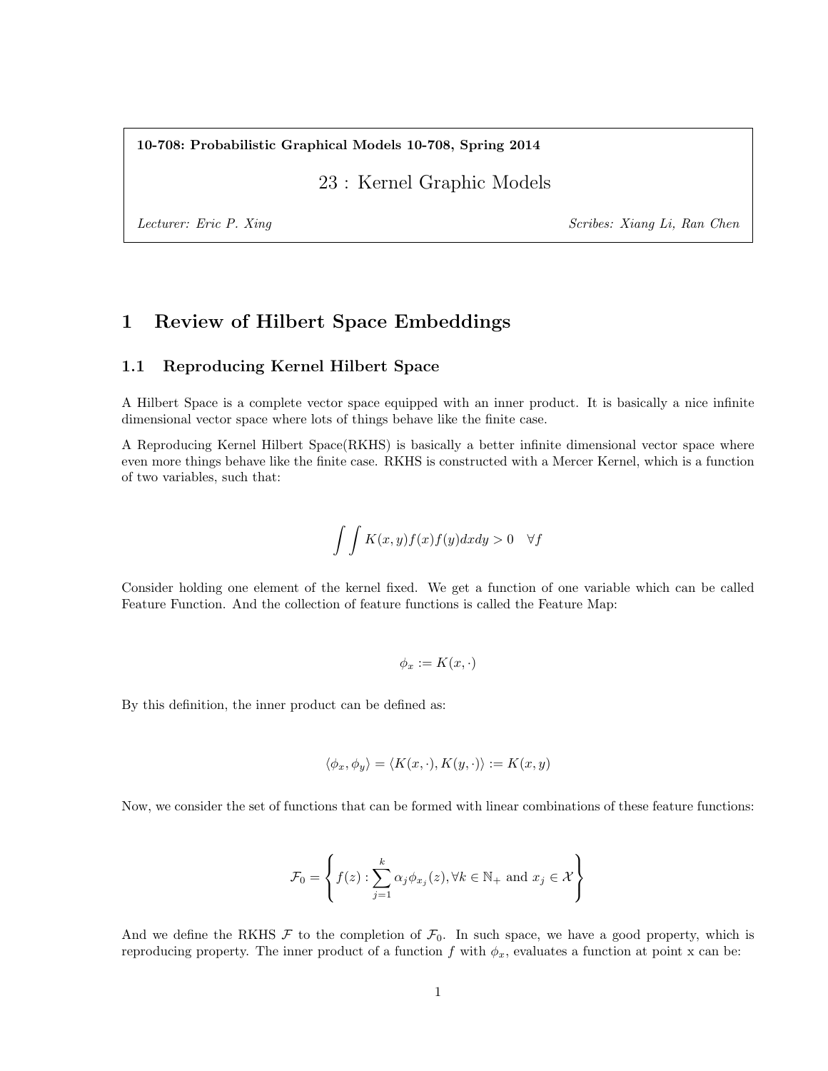**10-708: Probabilistic Graphical Models 10-708, Spring 2014**

# 23 : Kernel Graphic Models

*Lecturer: Eric P. Xing* *Scribes: Xiang Li, Ran Chen*

## 1 Review of Hilbert Space Embeddings

### 1.1 Reproducing Kernel Hilbert Space

A Hilbert Space is a complete vector space equipped with an inner product. It is basically a nice infinite dimensional vector space where lots of things behave like the finite case.

A Reproducing Kernel Hilbert Space(RKHS) is basically a better infinite dimensional vector space where even more things behave like the finite case. RKHS is constructed with a Mercer Kernel, which is a function of two variables, such that:

$$\int \int K(x,y) f(x) f(y) dx dy > 0 \quad \forall f$$

Consider holding one element of the kernel fixed. We get a function of one variable which can be called Feature Function. And the collection of feature functions is called the Feature Map:

$$\phi_x := K(x, \cdot)$$

By this definition, the inner product can be defined as:

$$\langle \phi_x, \phi_y \rangle = \langle K(x, \cdot), K(y, \cdot) \rangle := K(x,y)$$

Now, we consider the set of functions that can be formed with linear combinations of these feature functions:

$$\mathcal{F}_0 = \left\{ f(z) : \sum_{j=1}^{k} \alpha_j \phi_{x_j}(z), \forall k \in \mathbb{N}_+ \text{ and } x_j \in \mathcal{X} \right\}$$

And we define the RKHS $\mathcal{F}$ to the completion of $\mathcal{F}_0$. In such space, we have a good property, which is reproducing property. The inner product of a function $f$ with $\phi_x$, evaluates a function at point x can be: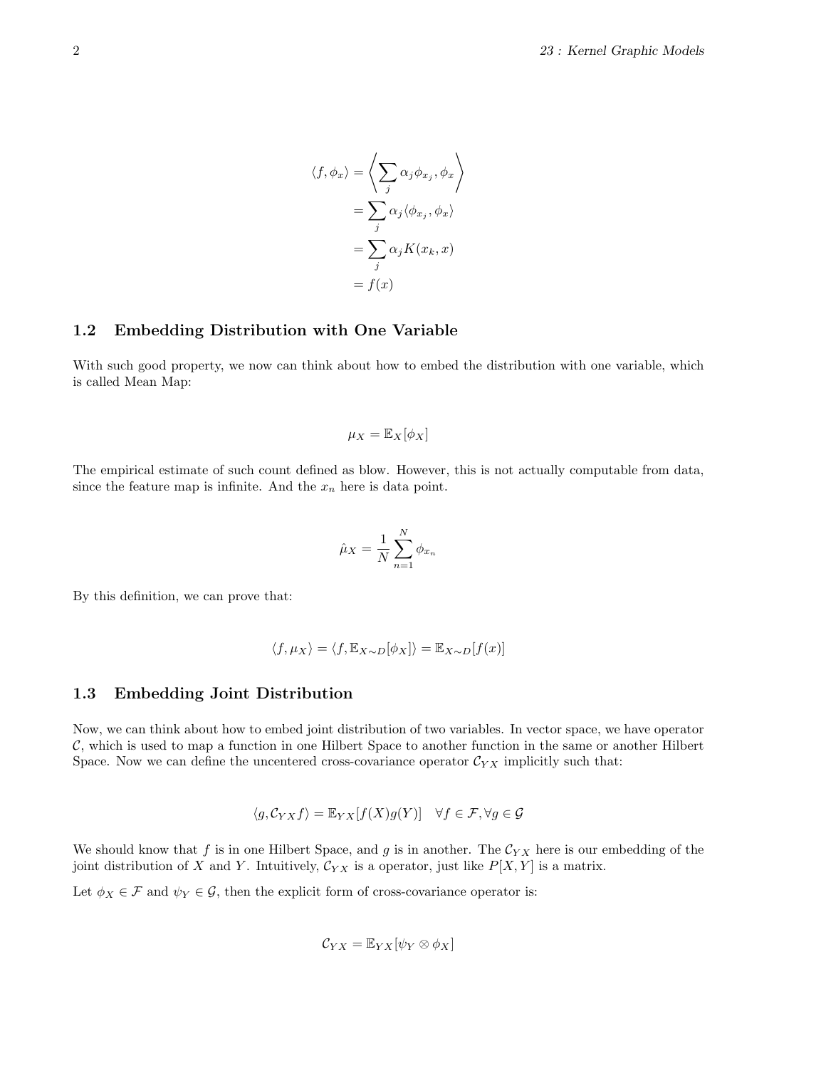$$
\begin{aligned}
\langle f, \phi_x \rangle &= \left\langle \sum_j \alpha_j \phi_{x_j}, \phi_x \right\rangle \\
&= \sum_j \alpha_j \langle \phi_{x_j}, \phi_x \rangle \\
&= \sum_j \alpha_j K(x_k, x) \\
&= f(x)
\end{aligned}
$$

## 1.2 Embedding Distribution with One Variable

With such good property, we now can think about how to embed the distribution with one variable, which is called Mean Map:

$$
\mu_X = \mathbb{E}_X[\phi_X]
$$

The empirical estimate of such count defined as blow. However, this is not actually computable from data, since the feature map is infinite. And the $x_n$ here is data point.

$$
\hat{\mu}_X = \frac{1}{N} \sum_{n=1}^{N} \phi_{x_n}
$$

By this definition, we can prove that:

$$
\langle f, \mu_X \rangle = \langle f, \mathbb{E}_{X \sim D}[\phi_X] \rangle = \mathbb{E}_{X \sim D}[f(x)]
$$

## 1.3 Embedding Joint Distribution

Now, we can think about how to embed joint distribution of two variables. In vector space, we have operator $\mathcal{C}$, which is used to map a function in one Hilbert Space to another function in the same or another Hilbert Space. Now we can define the uncentered cross-covariance operator $\mathcal{C}_{YX}$ implicitly such that:

$$
\langle g, \mathcal{C}_{YX} f \rangle = \mathbb{E}_{YX}[f(X)g(Y)] \quad \forall f \in \mathcal{F}, \forall g \in \mathcal{G}
$$

We should know that $f$ is in one Hilbert Space, and $g$ is in another. The $\mathcal{C}_{YX}$ here is our embedding of the joint distribution of $X$ and $Y$. Intuitively, $\mathcal{C}_{YX}$ is a operator, just like $P[X, Y]$ is a matrix.

Let $\phi_X \in \mathcal{F}$ and $\psi_Y \in \mathcal{G}$, then the explicit form of cross-covariance operator is:

$$
\mathcal{C}_{YX} = \mathbb{E}_{YX}[\psi_Y \otimes \phi_X]
$$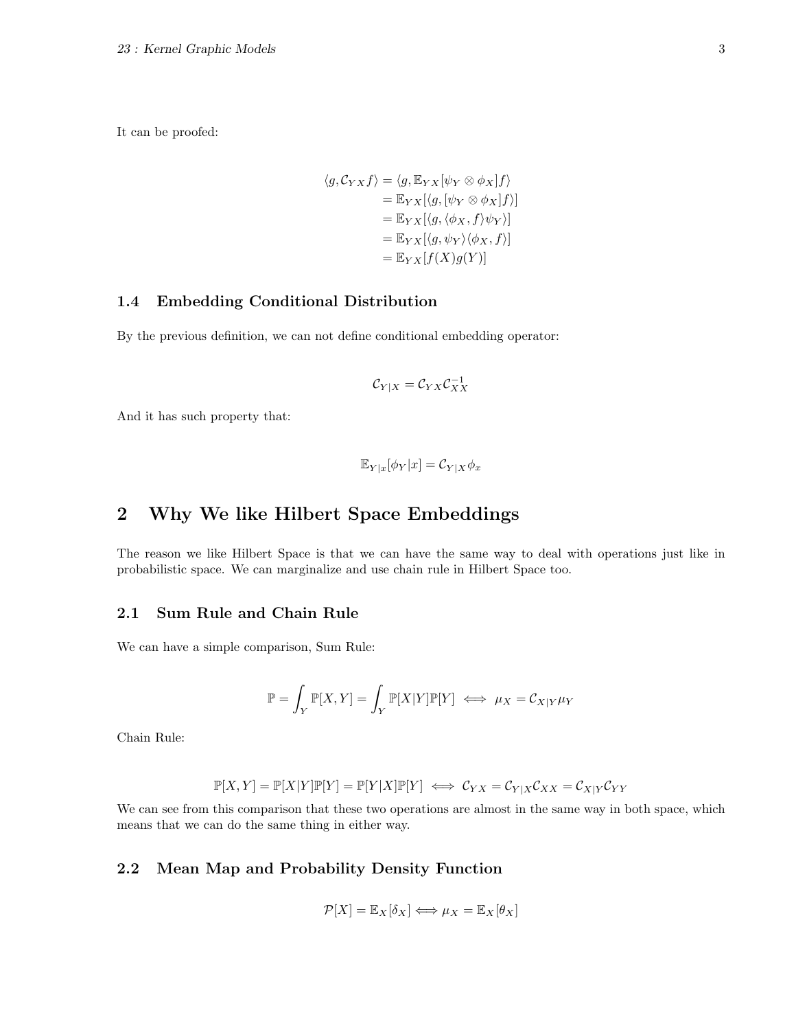It can be proofed:

$$
\begin{aligned}
\langle g, \mathcal{C}_{YX} f \rangle &= \langle g, \mathbb{E}_{YX}[\psi_Y \otimes \phi_X] f \rangle \\
&= \mathbb{E}_{YX}[\langle g, [\psi_Y \otimes \phi_X] f \rangle] \\
&= \mathbb{E}_{YX}[\langle g, \langle \phi_X, f \rangle \psi_Y \rangle] \\
&= \mathbb{E}_{YX}[\langle g, \psi_Y \rangle \langle \phi_X, f \rangle] \\
&= \mathbb{E}_{YX}[f(X) g(Y)]
\end{aligned}
$$

### 1.4 Embedding Conditional Distribution

By the previous definition, we can not define conditional embedding operator:

$$
\mathcal{C}_{Y|X} = \mathcal{C}_{YX} \mathcal{C}_{XX}^{-1}
$$

And it has such property that:

$$
\mathbb{E}_{Y|x}[\phi_Y | x] = \mathcal{C}_{Y|X} \phi_x
$$

## 2 Why We like Hilbert Space Embeddings

The reason we like Hilbert Space is that we can have the same way to deal with operations just like in probabilistic space. We can marginalize and use chain rule in Hilbert Space too.

### 2.1 Sum Rule and Chain Rule

We can have a simple comparison, Sum Rule:

$$
\mathbb{P} = \int_Y \mathbb{P}[X, Y] = \int_Y \mathbb{P}[X|Y] \mathbb{P}[Y] \iff \mu_X = \mathcal{C}_{X|Y} \mu_Y
$$

Chain Rule:

$$
\mathbb{P}[X, Y] = \mathbb{P}[X|Y]\mathbb{P}[Y] = \mathbb{P}[Y|X]\mathbb{P}[Y] \iff \mathcal{C}_{YX} = \mathcal{C}_{Y|X} \mathcal{C}_{XX} = \mathcal{C}_{X|Y} \mathcal{C}_{YY}
$$

We can see from this comparison that these two operations are almost in the same way in both space, which means that we can do the same thing in either way.

### 2.2 Mean Map and Probability Density Function

$$
\mathcal{P}[X] = \mathbb{E}_X[\delta_X] \iff \mu_X = \mathbb{E}_X[\theta_X]
$$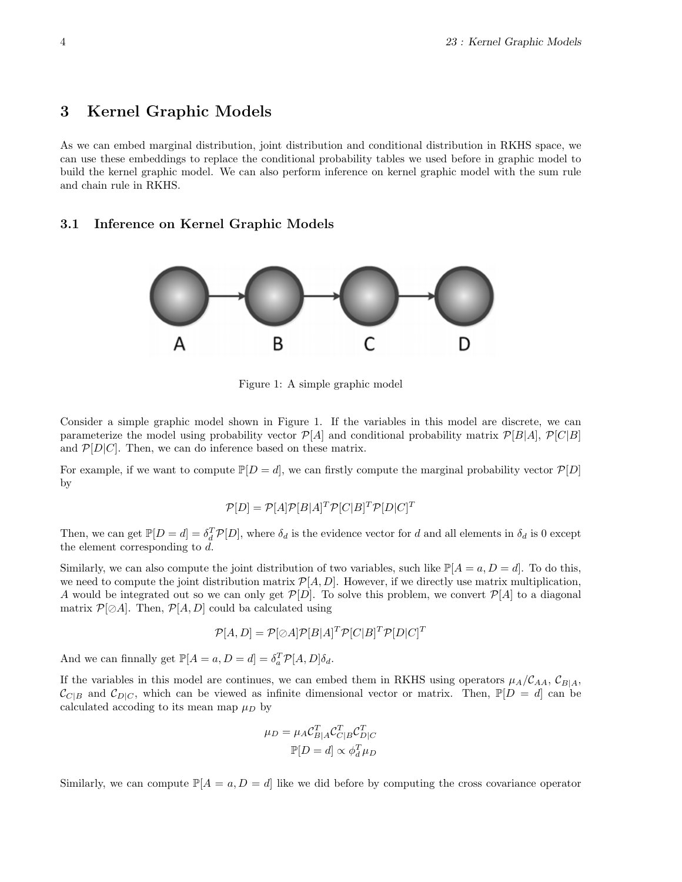# 3 Kernel Graphic Models

As we can embed marginal distribution, joint distribution and conditional distribution in RKHS space, we can use these embeddings to replace the conditional probability tables we used before in graphic model to build the kernel graphic model. We can also perform inference on kernel graphic model with the sum rule and chain rule in RKHS.

## 3.1 Inference on Kernel Graphic Models

Figure 1: A simple graphic model

Consider a simple graphic model shown in Figure 1. If the variables in this model are discrete, we can parameterize the model using probability vector $\mathcal{P}[A]$ and conditional probability matrix $\mathcal{P}[B|A]$, $\mathcal{P}[C|B]$ and $\mathcal{P}[D|C]$. Then, we can do inference based on these matrix.

For example, if we want to compute $\mathbb{P}[D = d]$, we can firstly compute the marginal probability vector $\mathcal{P}[D]$ by

$$\mathcal{P}[D] = \mathcal{P}[A]\mathcal{P}[B|A]^T\mathcal{P}[C|B]^T\mathcal{P}[D|C]^T$$

Then, we can get $\mathbb{P}[D = d] = \delta_d^T\mathcal{P}[D]$, where $\delta_d$ is the evidence vector for $d$ and all elements in $\delta_d$ is 0 except the element corresponding to $d$.

Similarly, we can also compute the joint distribution of two variables, such like $\mathbb{P}[A = a, D = d]$. To do this, we need to compute the joint distribution matrix $\mathcal{P}[A, D]$. However, if we directly use matrix multiplication, $A$ would be integrated out so we can only get $\mathcal{P}[D]$. To solve this problem, we convert $\mathcal{P}[A]$ to a diagonal matrix $\mathcal{P}[\oslash A]$. Then, $\mathcal{P}[A, D]$ could ba calculated using

$$\mathcal{P}[A, D] = \mathcal{P}[\oslash A]\mathcal{P}[B|A]^T\mathcal{P}[C|B]^T\mathcal{P}[D|C]^T$$

And we can finnally get $\mathbb{P}[A = a, D = d] = \delta_a^T\mathcal{P}[A, D]\delta_d$.

If the variables in this model are continues, we can embed them in RKHS using operators $\mu_A/\mathcal{C}_{AA}$, $\mathcal{C}_{B|A}$, $\mathcal{C}_{C|B}$ and $\mathcal{C}_{D|C}$, which can be viewed as infinite dimensional vector or matrix. Then, $\mathbb{P}[D = d]$ can be calculated accoding to its mean map $\mu_D$ by

$$\mu_D = \mu_A\mathcal{C}_{B|A}^T\mathcal{C}_{C|B}^T\mathcal{C}_{D|C}^T$$

$$\mathbb{P}[D = d] \propto \phi_d^T\mu_D$$

Similarly, we can compute $\mathbb{P}[A = a, D = d]$ like we did before by computing the cross covariance operator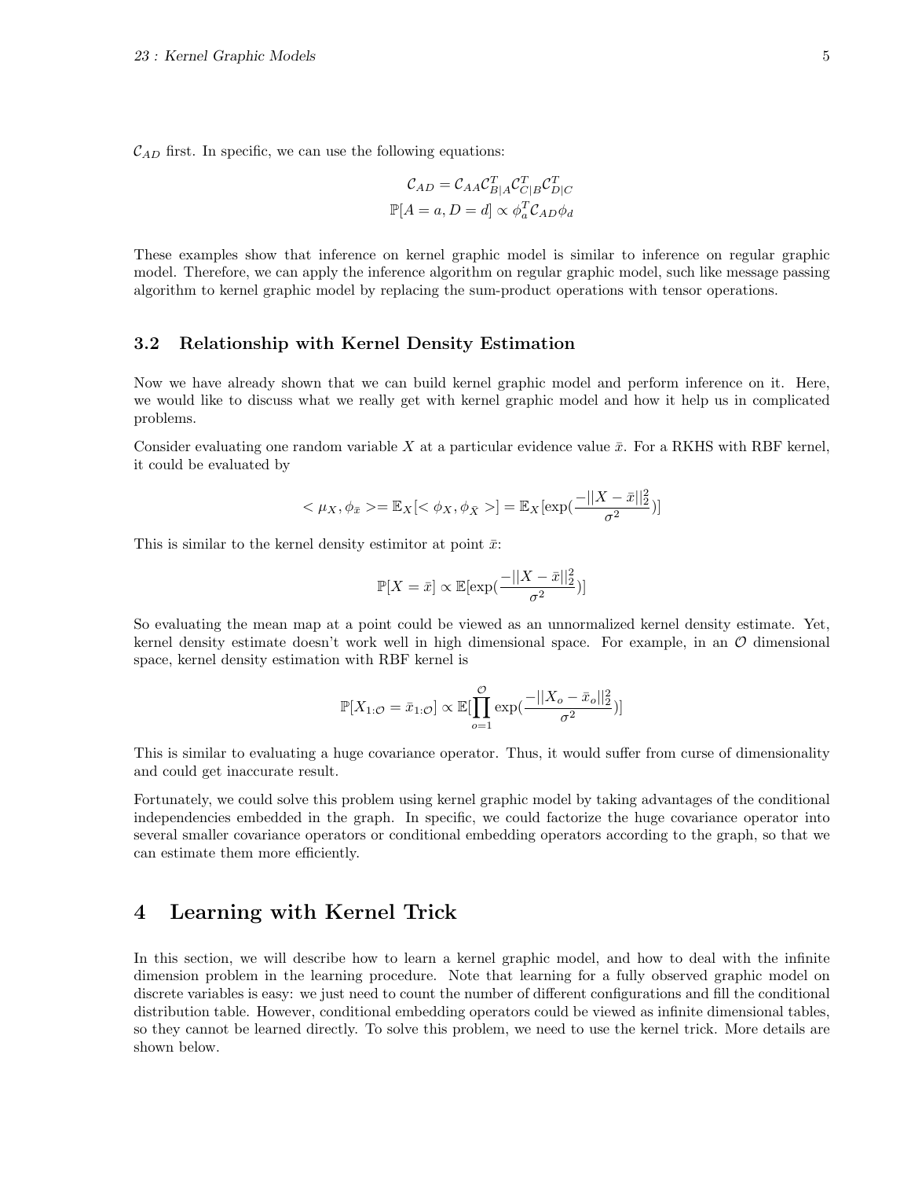$\mathcal{C}_{AD}$ first. In specific, we can use the following equations:

$$\mathcal{C}_{AD} = \mathcal{C}_{AA}\mathcal{C}_{B|A}^T\mathcal{C}_{C|B}^T\mathcal{C}_{D|C}^T$$
$$\mathbb{P}[A = a, D = d] \propto \phi_a^T\mathcal{C}_{AD}\phi_d$$

These examples show that inference on kernel graphic model is similar to inference on regular graphic model. Therefore, we can apply the inference algorithm on regular graphic model, such like message passing algorithm to kernel graphic model by replacing the sum-product operations with tensor operations.

### 3.2 Relationship with Kernel Density Estimation

Now we have already shown that we can build kernel graphic model and perform inference on it. Here, we would like to discuss what we really get with kernel graphic model and how it help us in complicated problems.

Consider evaluating one random variable $X$ at a particular evidence value $\bar{x}$. For a RKHS with RBF kernel, it could be evaluated by

$$< \mu_X, \phi_{\bar{x}} >= \mathbb{E}_X[< \phi_X, \phi_{\bar{X}} >] = \mathbb{E}_X[\exp(\frac{-||X - \bar{x}||_2^2}{\sigma^2})]$$

This is similar to the kernel density estimitor at point $\bar{x}$:

$$\mathbb{P}[X = \bar{x}] \propto \mathbb{E}[\exp(\frac{-||X - \bar{x}||_2^2}{\sigma^2})]$$

So evaluating the mean map at a point could be viewed as an unnormalized kernel density estimate. Yet, kernel density estimate doesn't work well in high dimensional space. For example, in an $\mathcal{O}$ dimensional space, kernel density estimation with RBF kernel is

$$\mathbb{P}[X_{1:\mathcal{O}} = \bar{x}_{1:\mathcal{O}}] \propto \mathbb{E}[\prod_{o=1}^{\mathcal{O}} \exp(\frac{-||X_o - \bar{x}_o||_2^2}{\sigma^2})]$$

This is similar to evaluating a huge covariance operator. Thus, it would suffer from curse of dimensionality and could get inaccurate result.

Fortunately, we could solve this problem using kernel graphic model by taking advantages of the conditional independencies embedded in the graph. In specific, we could factorize the huge covariance operator into several smaller covariance operators or conditional embedding operators according to the graph, so that we can estimate them more efficiently.

## 4 Learning with Kernel Trick

In this section, we will describe how to learn a kernel graphic model, and how to deal with the infinite dimension problem in the learning procedure. Note that learning for a fully observed graphic model on discrete variables is easy: we just need to count the number of different configurations and fill the conditional distribution table. However, conditional embedding operators could be viewed as infinite dimensional tables, so they cannot be learned directly. To solve this problem, we need to use the kernel trick. More details are shown below.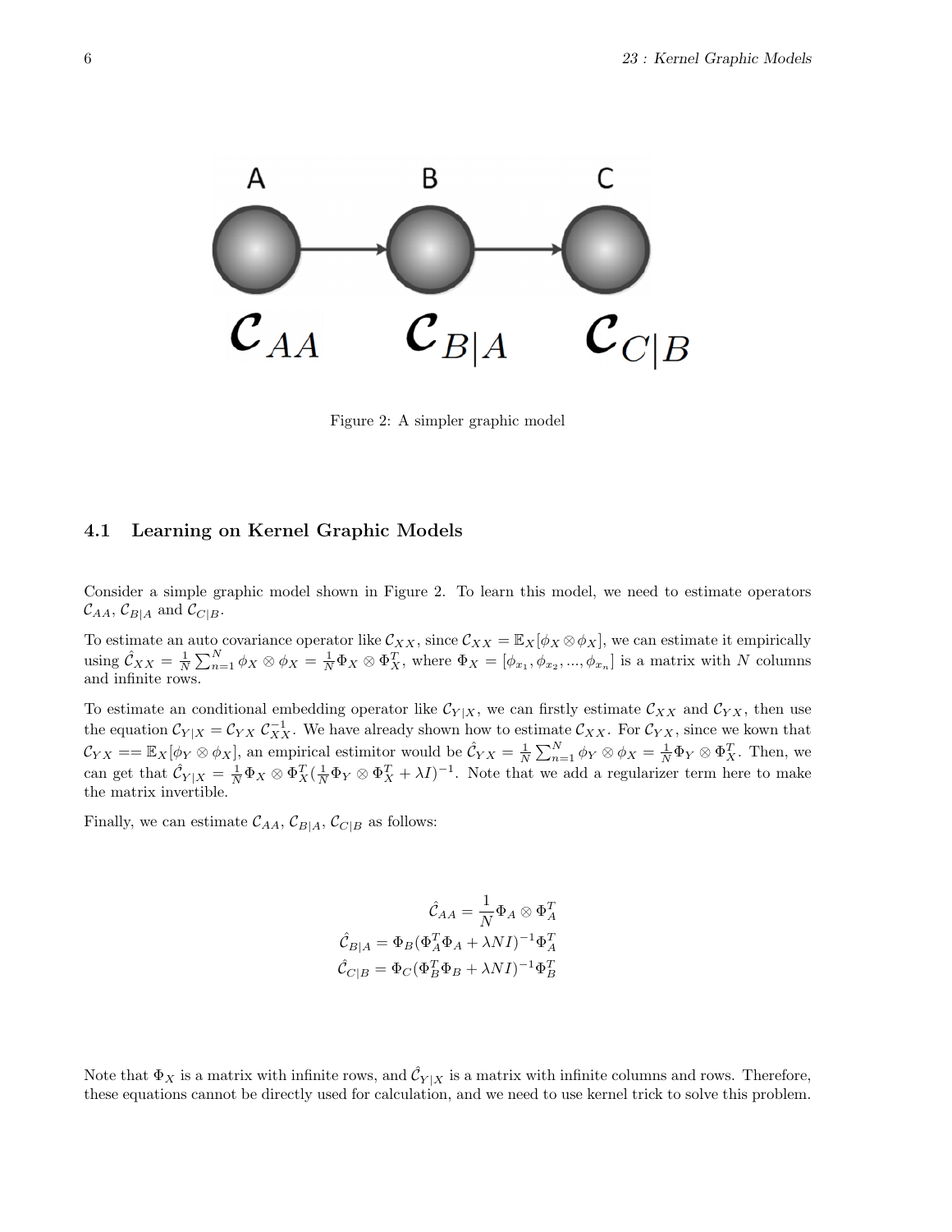Figure 2: A simpler graphic model

### 4.1 Learning on Kernel Graphic Models

Consider a simple graphic model shown in Figure 2. To learn this model, we need to estimate operators $\mathcal{C}_{AA}$, $\mathcal{C}_{B|A}$ and $\mathcal{C}_{C|B}$.

To estimate an auto covariance operator like $\mathcal{C}_{XX}$, since $\mathcal{C}_{XX} = \mathbb{E}_X[\phi_X \otimes \phi_X]$, we can estimate it empirically using $\hat{\mathcal{C}}_{XX} = \frac{1}{N}\sum_{n=1}^{N} \phi_X \otimes \phi_X = \frac{1}{N}\Phi_X \otimes \Phi_X^T$, where $\Phi_X = [\phi_{x_1}, \phi_{x_2}, ..., \phi_{x_n}]$ is a matrix with $N$ columns and infinite rows.

To estimate an conditional embedding operator like $\mathcal{C}_{Y|X}$, we can firstly estimate $\mathcal{C}_{XX}$ and $\mathcal{C}_{YX}$, then use the equation $\mathcal{C}_{Y|X} = \mathcal{C}_{YX}\ \mathcal{C}_{XX}^{-1}$. We have already shown how to estimate $\mathcal{C}_{XX}$. For $\mathcal{C}_{YX}$, since we kown that $\mathcal{C}_{YX} == \mathbb{E}_X[\phi_Y \otimes \phi_X]$, an empirical estimitor would be $\hat{\mathcal{C}}_{YX} = \frac{1}{N}\sum_{n=1}^{N} \phi_Y \otimes \phi_X = \frac{1}{N}\Phi_Y \otimes \Phi_X^T$. Then, we can get that $\hat{\mathcal{C}}_{Y|X} = \frac{1}{N}\Phi_X \otimes \Phi_X^T(\frac{1}{N}\Phi_Y \otimes \Phi_X^T + \lambda I)^{-1}$. Note that we add a regularizer term here to make the matrix invertible.

Finally, we can estimate $\mathcal{C}_{AA}$, $\mathcal{C}_{B|A}$, $\mathcal{C}_{C|B}$ as follows:

$$
\begin{aligned}
\hat{\mathcal{C}}_{AA} &= \frac{1}{N}\Phi_A \otimes \Phi_A^T \\
\hat{\mathcal{C}}_{B|A} &= \Phi_B(\Phi_A^T\Phi_A + \lambda NI)^{-1}\Phi_A^T \\
\hat{\mathcal{C}}_{C|B} &= \Phi_C(\Phi_B^T\Phi_B + \lambda NI)^{-1}\Phi_B^T
\end{aligned}
$$

Note that $\Phi_X$ is a matrix with infinite rows, and $\hat{\mathcal{C}}_{Y|X}$ is a matrix with infinite columns and rows. Therefore, these equations cannot be directly used for calculation, and we need to use kernel trick to solve this problem.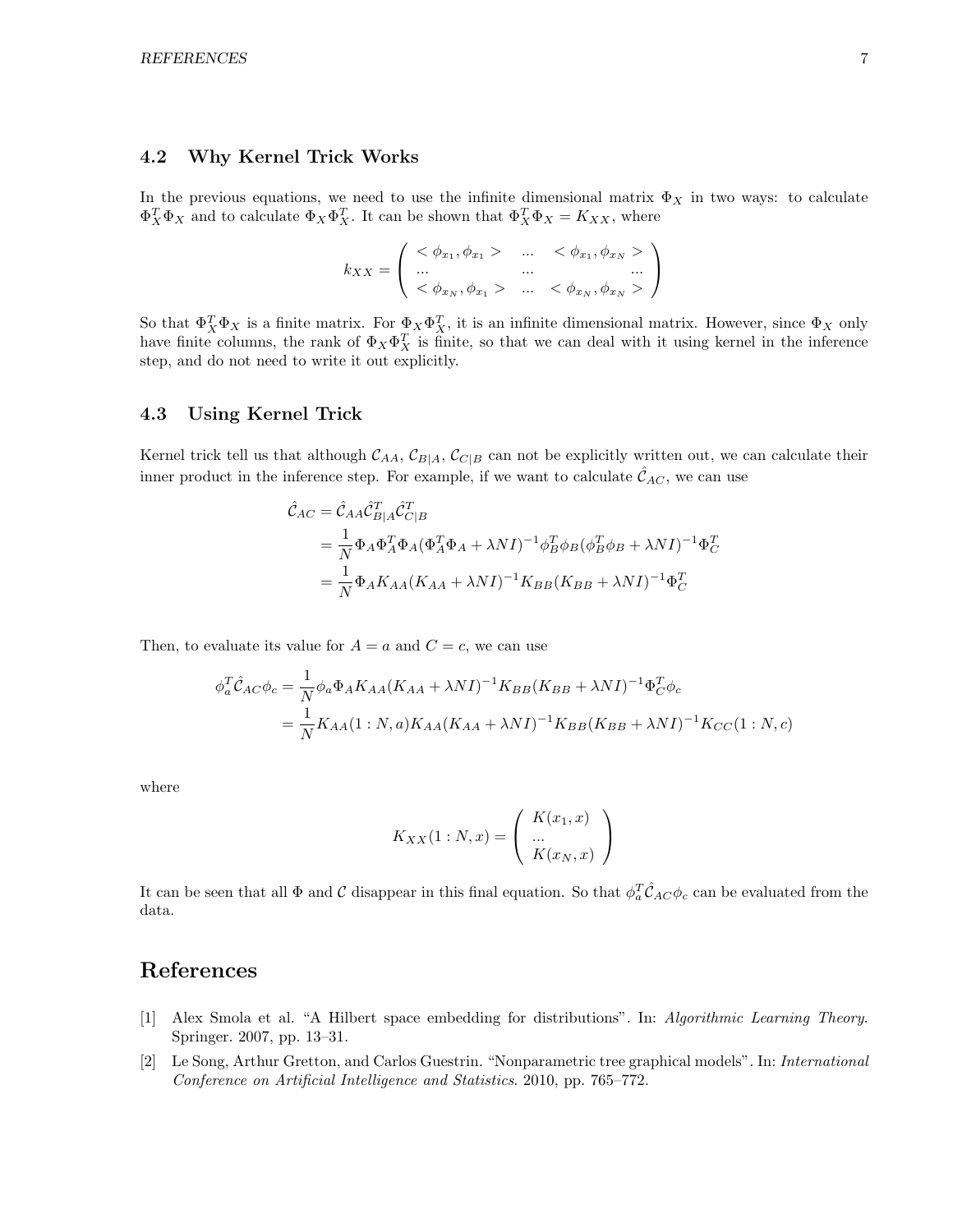### 4.2 Why Kernel Trick Works

In the previous equations, we need to use the infinite dimensional matrix $\Phi_X$ in two ways: to calculate $\Phi_X^T \Phi_X$ and to calculate $\Phi_X \Phi_X^T$. It can be shown that $\Phi_X^T \Phi_X = K_{XX}$, where

$$k_{XX} = \begin{pmatrix} <\phi_{x_1}, \phi_{x_1}> & ... & <\phi_{x_1}, \phi_{x_N}> \\ ... & ... & ... \\ <\phi_{x_N}, \phi_{x_1}> & ... & <\phi_{x_N}, \phi_{x_N}> \end{pmatrix}$$

So that $\Phi_X^T \Phi_X$ is a finite matrix. For $\Phi_X \Phi_X^T$, it is an infinite dimensional matrix. However, since $\Phi_X$ only have finite columns, the rank of $\Phi_X \Phi_X^T$ is finite, so that we can deal with it using kernel in the inference step, and do not need to write it out explicitly.

### 4.3 Using Kernel Trick

Kernel trick tell us that although $\mathcal{C}_{AA}$, $\mathcal{C}_{B|A}$, $\mathcal{C}_{C|B}$ can not be explicitly written out, we can calculate their inner product in the inference step. For example, if we want to calculate $\hat{\mathcal{C}}_{AC}$, we can use

$$\begin{aligned}
\hat{\mathcal{C}}_{AC} &= \hat{\mathcal{C}}_{AA} \hat{\mathcal{C}}_{B|A}^T \hat{\mathcal{C}}_{C|B}^T \\
&= \frac{1}{N} \Phi_A \Phi_A^T \Phi_A (\Phi_A^T \Phi_A + \lambda N I)^{-1} \phi_B^T \phi_B (\phi_B^T \phi_B + \lambda N I)^{-1} \Phi_C^T \\
&= \frac{1}{N} \Phi_A K_{AA} (K_{AA} + \lambda N I)^{-1} K_{BB} (K_{BB} + \lambda N I)^{-1} \Phi_C^T
\end{aligned}$$

Then, to evaluate its value for $A = a$ and $C = c$, we can use

$$\begin{aligned}
\phi_a^T \hat{\mathcal{C}}_{AC} \phi_c &= \frac{1}{N} \phi_a \Phi_A K_{AA} (K_{AA} + \lambda N I)^{-1} K_{BB} (K_{BB} + \lambda N I)^{-1} \Phi_C^T \phi_c \\
&= \frac{1}{N} K_{AA}(1:N, a) K_{AA} (K_{AA} + \lambda N I)^{-1} K_{BB} (K_{BB} + \lambda N I)^{-1} K_{CC}(1:N, c)
\end{aligned}$$

where

$$K_{XX}(1:N, x) = \begin{pmatrix} K(x_1, x) \\ ... \\ K(x_N, x) \end{pmatrix}$$

It can be seen that all $\Phi$ and $\mathcal{C}$ disappear in this final equation. So that $\phi_a^T \hat{\mathcal{C}}_{AC} \phi_c$ can be evaluated from the data.

## References

[1] Alex Smola et al. "A Hilbert space embedding for distributions". In: *Algorithmic Learning Theory*. Springer. 2007, pp. 13–31.

[2] Le Song, Arthur Gretton, and Carlos Guestrin. "Nonparametric tree graphical models". In: *International Conference on Artificial Intelligence and Statistics*. 2010, pp. 765–772.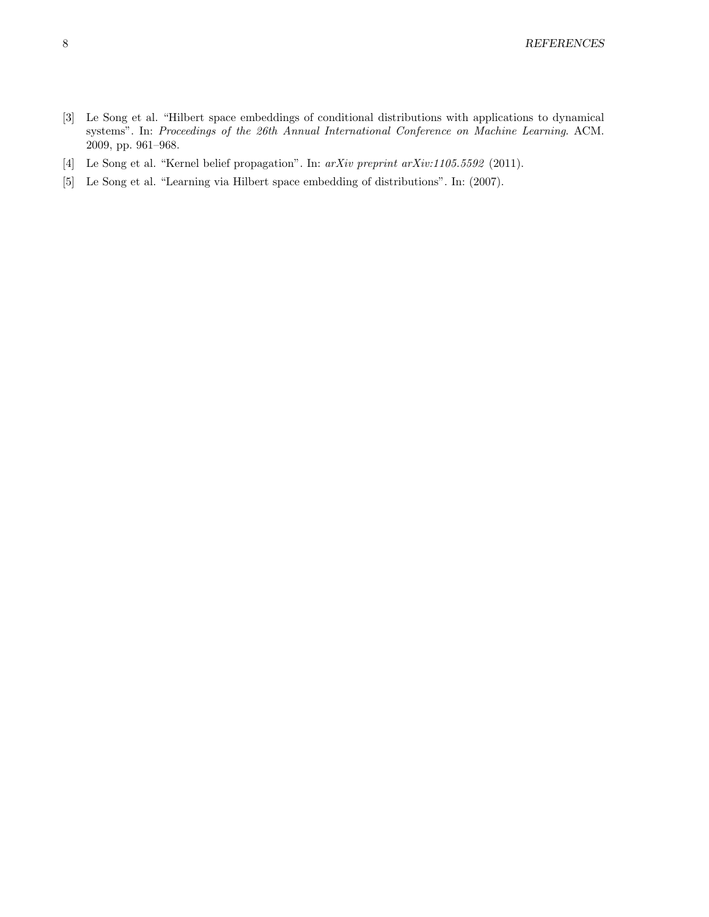[3] Le Song et al. "Hilbert space embeddings of conditional distributions with applications to dynamical systems". In: *Proceedings of the 26th Annual International Conference on Machine Learning*. ACM. 2009, pp. 961–968.

[4] Le Song et al. "Kernel belief propagation". In: *arXiv preprint arXiv:1105.5592* (2011).

[5] Le Song et al. "Learning via Hilbert space embedding of distributions". In: (2007).